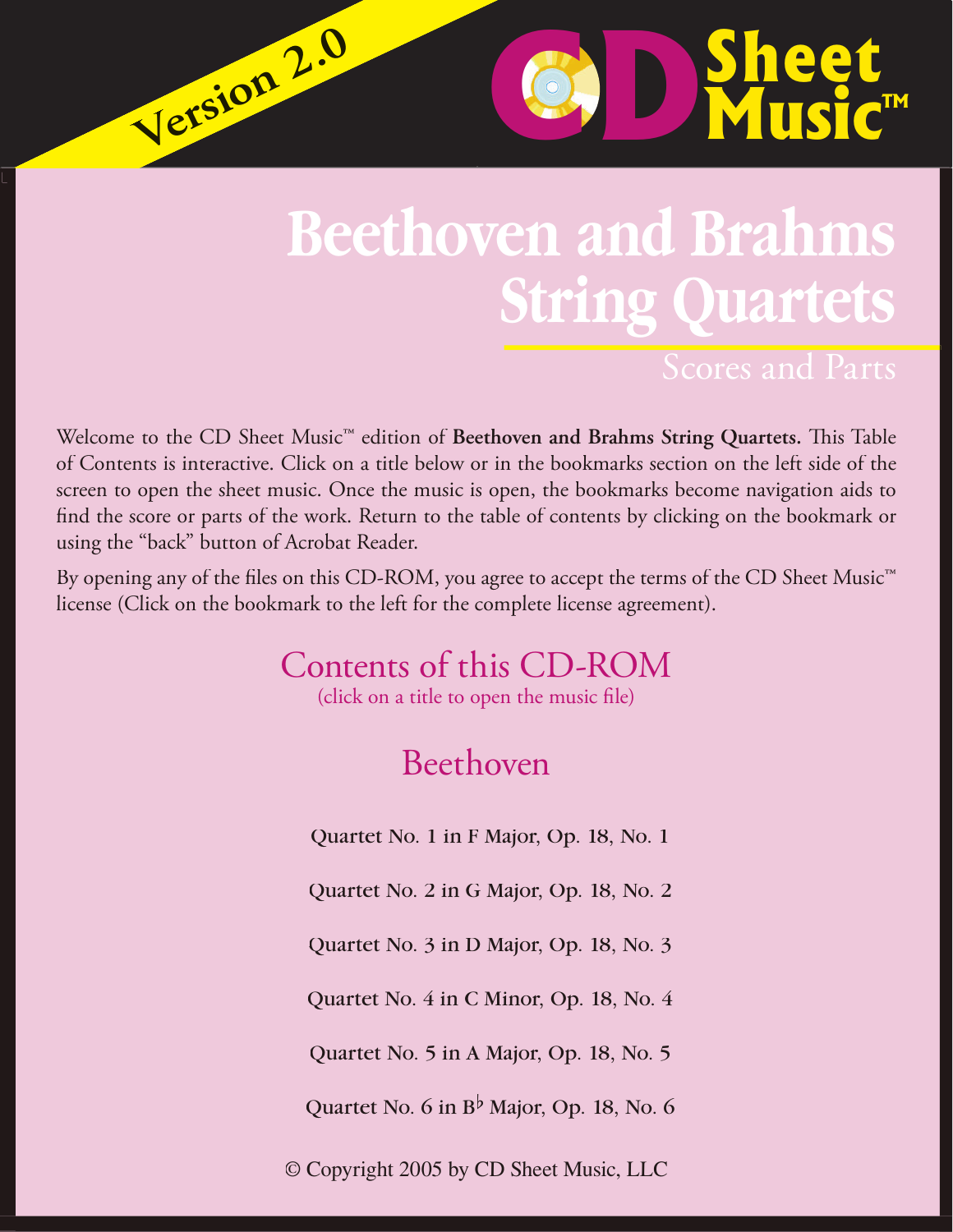Version 2.0

CD Sheet Music™

# Beethoven and Brahms String Quartets

Scores and Parts

Welcome to the CD Sheet Music™ edition of **Beethoven and Brahms String Quartets.** This Table of Contents is interactive. Click on a title below or in the bookmarks section on the left side of the screen to open the sheet music. Once the music is open, the bookmarks become navigation aids to find the score or parts of the work. Return to the table of contents by clicking on the bookmark or using the "back" button of Acrobat Reader.

By opening any of the files on this CD-ROM, you agree to accept the terms of the CD Sheet Music™ license (Click on the bookmark to the left for the complete license agreement).

## Contents of this CD-ROM

(click on a title to open the music file)

### Beethoven

Quartet No. 1 in F Major, Op. 18, No. 1

Quartet No. 2 in G Major, Op. 18, No. 2

Quartet No. 3 in D Major, Op. 18, No. 3

Quartet No. 4 in C Minor, Op. 18, No. 4

Quartet No. 5 in A Major, Op. 18, No. 5

Quartet No. 6 in B♭ Major, Op. 18, No. 6

© Copyright 2005 by CD Sheet Music, LLC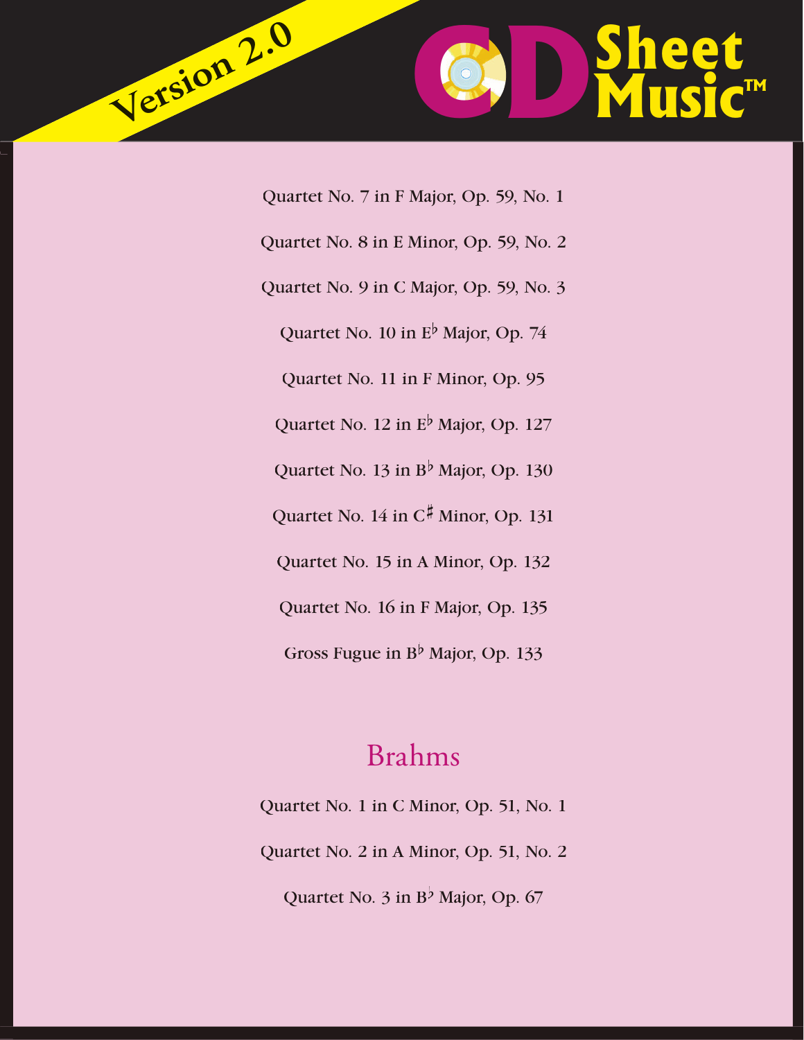Quartet No. 7 in F Major, Op. 59, No. 1

Quartet No. 8 in E Minor, Op. 59, No. 2

Quartet No. 9 in C Major, Op. 59, No. 3

Quartet No. 10 in E♭ Major, Op. 74

Quartet No. 11 in F Minor, Op. 95

Quartet No. 12 in E♭ Major, Op. 127

Quartet No. 13 in B♭ Major, Op. 130

Quartet No. 14 in C♯ Minor, Op. 131

Quartet No. 15 in A Minor, Op. 132

Quartet No. 16 in F Major, Op. 135

Gross Fugue in B♭ Major, Op. 133

## Brahms

Quartet No. 1 in C Minor, Op. 51, No. 1

Quartet No. 2 in A Minor, Op. 51, No. 2

Quartet No. 3 in B♭ Major, Op. 67